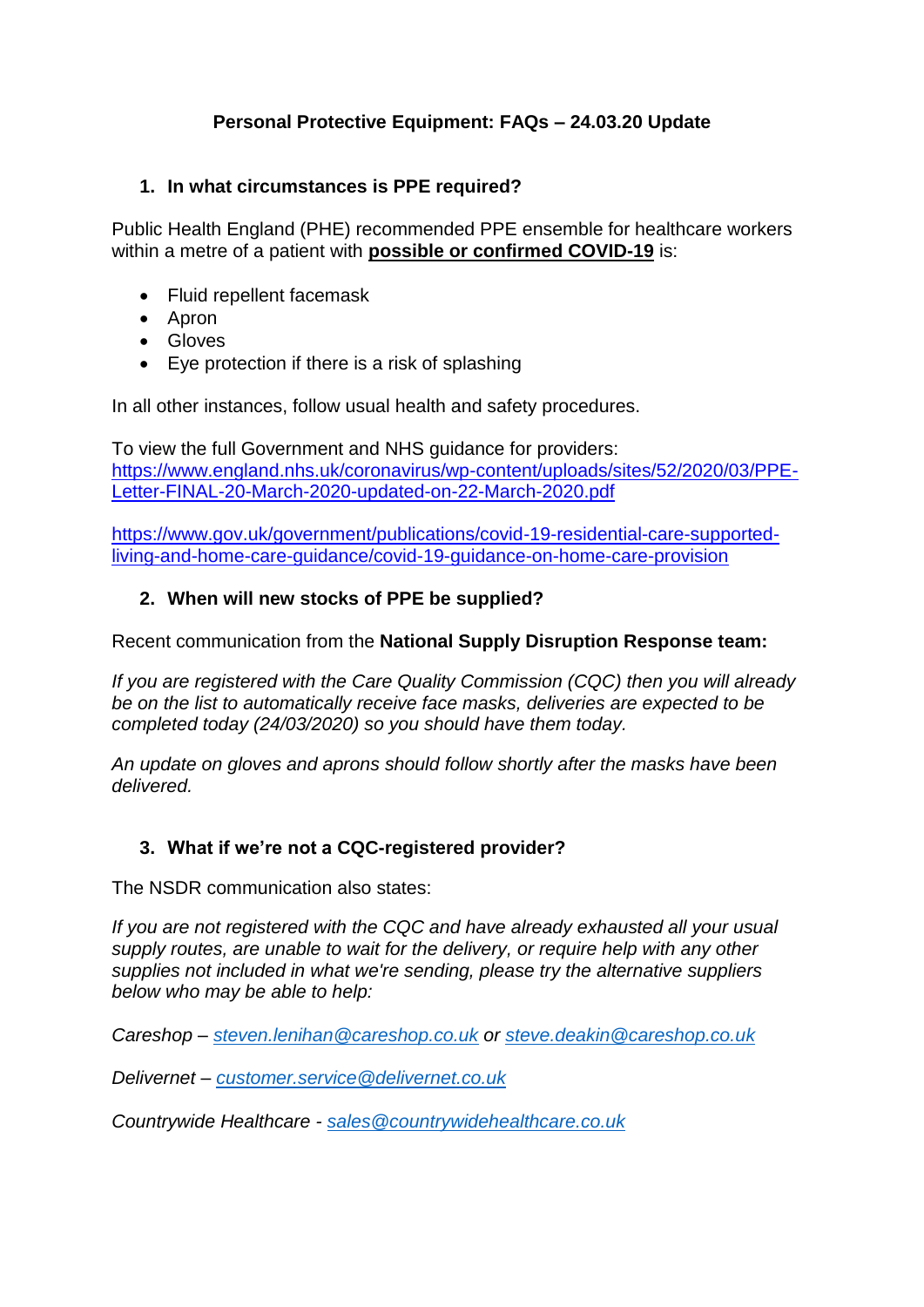# Personal Protective Equipment: FAQs – 24.03.20 Update

## 1. In what circumstances is PPE required?

Public Health England (PHE) recommended PPE ensemble for healthcare workers within a metre of a patient with **possible or confirmed COVID-19** is:

- Fluid repellent facemask
- Apron
- Gloves
- Eye protection if there is a risk of splashing

In all other instances, follow usual health and safety procedures.

To view the full Government and NHS guidance for providers:
https://www.england.nhs.uk/coronavirus/wp-content/uploads/sites/52/2020/03/PPE-Letter-FINAL-20-March-2020-updated-on-22-March-2020.pdf

https://www.gov.uk/government/publications/covid-19-residential-care-supported-living-and-home-care-guidance/covid-19-guidance-on-home-care-provision

## 2. When will new stocks of PPE be supplied?

Recent communication from the **National Supply Disruption Response team:**

*If you are registered with the Care Quality Commission (CQC) then you will already be on the list to automatically receive face masks, deliveries are expected to be completed today (24/03/2020) so you should have them today.*

*An update on gloves and aprons should follow shortly after the masks have been delivered.*

## 3. What if we're not a CQC-registered provider?

The NSDR communication also states:

*If you are not registered with the CQC and have already exhausted all your usual supply routes, are unable to wait for the delivery, or require help with any other supplies not included in what we're sending, please try the alternative suppliers below who may be able to help:*

*Careshop – steven.lenihan@careshop.co.uk or steve.deakin@careshop.co.uk*

*Delivernet – customer.service@delivernet.co.uk*

*Countrywide Healthcare - sales@countrywidehealthcare.co.uk*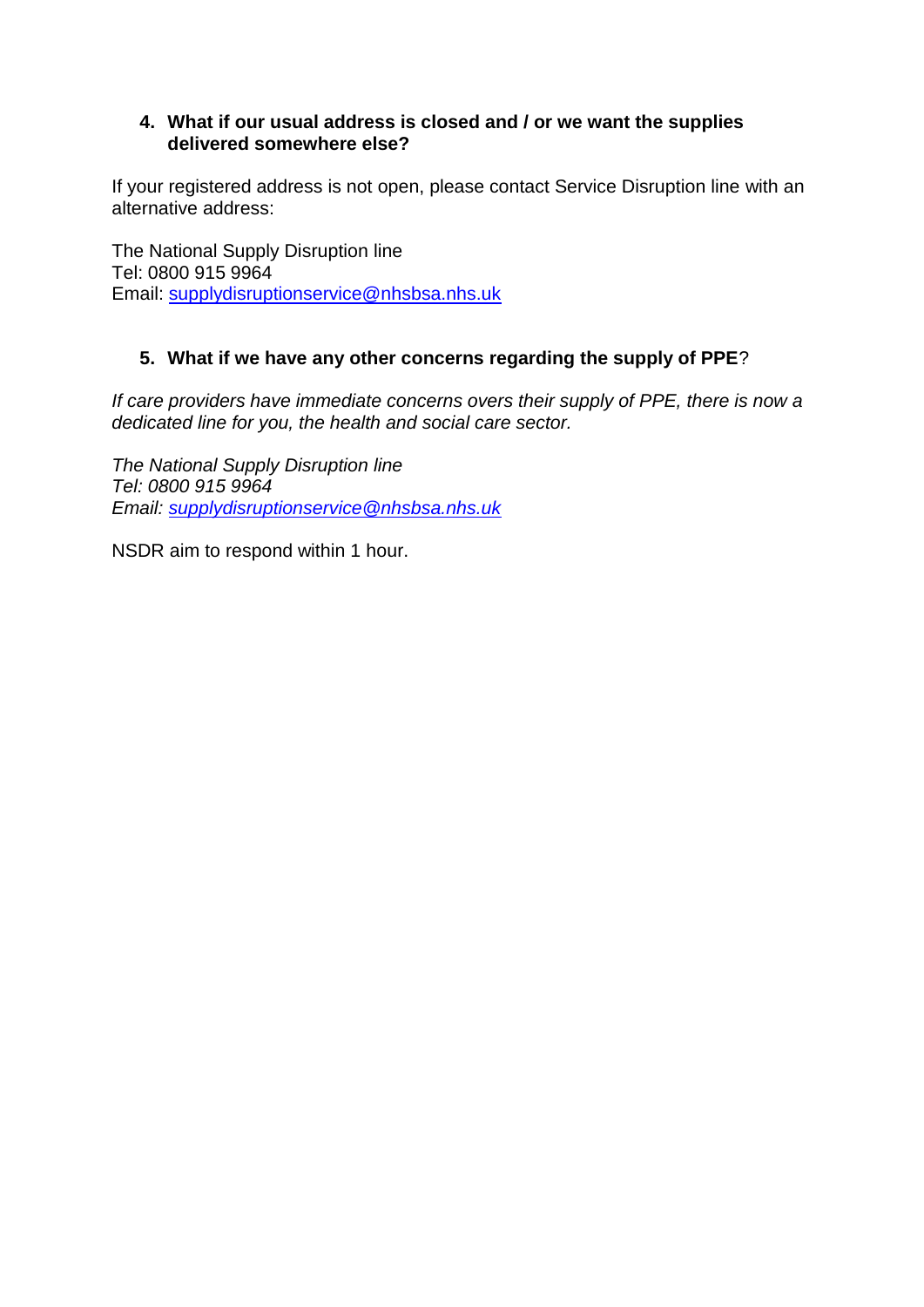4. **What if our usual address is closed and / or we want the supplies delivered somewhere else?**

If your registered address is not open, please contact Service Disruption line with an alternative address:

The National Supply Disruption line
Tel: 0800 915 9964
Email: supplydisruptionservice@nhsbsa.nhs.uk

5. **What if we have any other concerns regarding the supply of PPE**?

*If care providers have immediate concerns overs their supply of PPE, there is now a dedicated line for you, the health and social care sector.*

*The National Supply Disruption line*
*Tel: 0800 915 9964*
*Email: supplydisruptionservice@nhsbsa.nhs.uk*

NSDR aim to respond within 1 hour.